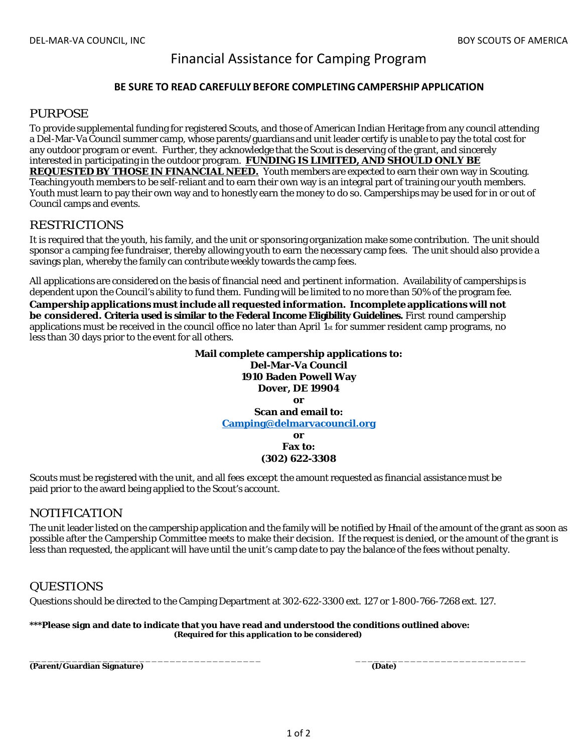DEL-MAR-VA COUNCIL, INC BOY SCOUTS OF AMERICA

# Financial Assistance for Camping Program

**BE SURE TO READ CAREFULLY BEFORE COMPLETING CAMPERSHIP APPLICATION**

## PURPOSE

To provide supplemental funding for registered Scouts, and those of American Indian Heritage from any council attending a Del-Mar-Va Council summer camp, whose parents/guardians and unit leader certify is unable to pay the total cost for any outdoor program or event. Further, they acknowledge that the Scout is deserving of the grant, and sincerely interested in participating in the outdoor program. **FUNDING IS LIMITED, AND SHOULD ONLY BE REQUESTED BY THOSE IN FINANCIAL NEED.** Youth members are expected to earn their own way in Scouting. Teaching youth members to be self-reliant and to earn their own way is an integral part of training our youth members. Youth must learn to pay their own way and to honestly earn the money to do so. Camperships may be used for in or out of Council camps and events.

## RESTRICTIONS

It is required that the youth, his family, and the unit or sponsoring organization make some contribution. The unit should sponsor a camping fee fundraiser, thereby allowing youth to earn the necessary camp fees. The unit should also provide a savings plan, whereby the family can contribute weekly towards the camp fees.

All applications are considered on the basis of financial need and pertinent information. Availability of camperships is dependent upon the Council's ability to fund them. Funding will be limited to no more than 50% of the program fee. **Campership applications must include all requested information. Incomplete applications will not be considered. Criteria used is similar to the Federal Income Eligibility Guidelines.** First round campership applications must be received in the council office no later than April 1st for summer resident camp programs, no less than 30 days prior to the event for all others.

**Mail complete campership applications to:**
**Del-Mar-Va Council**
**1910 Baden Powell Way**
**Dover, DE 19904**
**or**
**Scan and email to:**
**Camping@delmarvacouncil.org**
**or**
**Fax to:**
**(302) 622-3308**

Scouts must be registered with the unit, and all fees except the amount requested as financial assistance must be paid prior to the award being applied to the Scout's account.

## NOTIFICATION

The unit leader listed on the campership application and the family will be notified by Email of the amount of the grant as soon as possible after the Campership Committee meets to make their decision. If the request is denied, or the amount of the grant is less than requested, the applicant will have until the unit's camp date to pay the balance of the fees without penalty.

## QUESTIONS

Questions should be directed to the Camping Department at 302-622-3300 ext. 127 or 1-800-766-7268 ext. 127.

***\*\*\*Please sign and date to indicate that you have read and understood the conditions outlined above:***
***(Required for this application to be considered)***

_______________________________________ _____________________________
**(Parent/Guardian Signature)** **(Date)**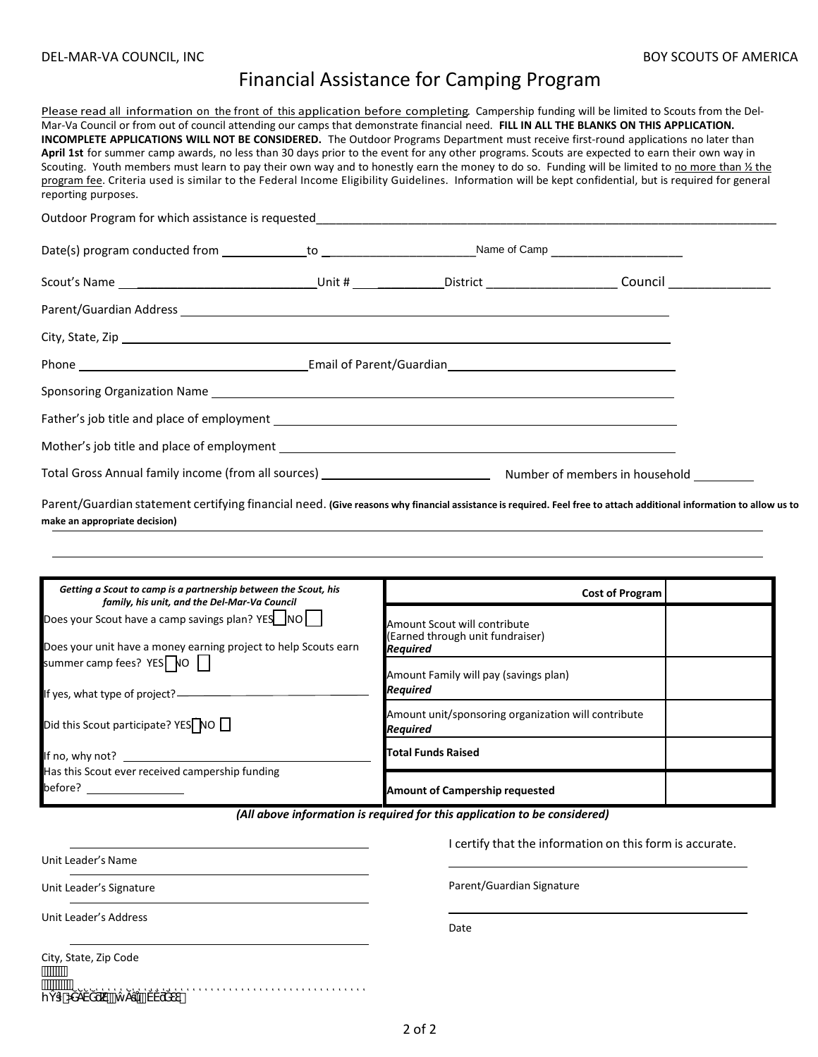DEL-MAR-VA COUNCIL, INC BOY SCOUTS OF AMERICA

# Financial Assistance for Camping Program

Please read all information on the front of this application before completing. Campership funding will be limited to Scouts from the Del-Mar-Va Council or from out of council attending our camps that demonstrate financial need. **FILL IN ALL THE BLANKS ON THIS APPLICATION. INCOMPLETE APPLICATIONS WILL NOT BE CONSIDERED.** The Outdoor Programs Department must receive first-round applications no later than **April 1st** for summer camp awards, no less than 30 days prior to the event for any other programs. Scouts are expected to earn their own way in Scouting. Youth members must learn to pay their own way and to honestly earn the money to do so. Funding will be limited to no more than ½ the program fee. Criteria used is similar to the Federal Income Eligibility Guidelines. Information will be kept confidential, but is required for general reporting purposes.

Outdoor Program for which assistance is requested\_\_\_\_\_\_\_\_\_\_\_\_\_\_\_\_\_\_\_\_\_\_\_\_\_\_\_\_\_\_\_\_\_\_\_\_\_\_\_\_

Date(s) program conducted from \_\_\_\_\_\_\_\_\_\_ to \_\_\_\_\_\_\_\_\_\_\_\_\_\_\_\_ Name of Camp \_\_\_\_\_\_\_\_\_\_\_\_\_\_\_

Scout's Name \_\_\_\_\_\_\_\_\_\_\_\_\_\_\_\_\_\_\_\_ Unit # \_\_\_\_\_\_\_ District \_\_\_\_\_\_\_\_\_\_\_\_\_ Council \_\_\_\_\_\_\_\_\_\_\_

Parent/Guardian Address \_\_\_\_\_\_\_\_\_\_\_\_\_\_\_\_\_\_\_\_\_\_\_\_\_\_\_\_\_\_\_\_\_\_\_\_\_\_\_\_\_\_\_\_

City, State, Zip \_\_\_\_\_\_\_\_\_\_\_\_\_\_\_\_\_\_\_\_\_\_\_\_\_\_\_\_\_\_\_\_\_\_\_\_\_\_\_\_\_\_\_\_\_\_\_\_\_\_

Phone \_\_\_\_\_\_\_\_\_\_\_\_\_\_\_\_\_\_\_\_\_\_\_ Email of Parent/Guardian \_\_\_\_\_\_\_\_\_\_\_\_\_\_\_\_\_\_\_\_\_\_\_

Sponsoring Organization Name \_\_\_\_\_\_\_\_\_\_\_\_\_\_\_\_\_\_\_\_\_\_\_\_\_\_\_\_\_\_\_\_\_\_\_\_\_\_\_\_

Father's job title and place of employment \_\_\_\_\_\_\_\_\_\_\_\_\_\_\_\_\_\_\_\_\_\_\_\_\_\_\_\_\_\_\_\_\_\_\_\_

Mother's job title and place of employment \_\_\_\_\_\_\_\_\_\_\_\_\_\_\_\_\_\_\_\_\_\_\_\_\_\_\_\_\_\_\_\_\_\_\_

Total Gross Annual family income (from all sources) \_\_\_\_\_\_\_\_\_\_\_\_\_\_\_\_\_ Number of members in household \_\_\_\_\_\_

Parent/Guardian statement certifying financial need. **(Give reasons why financial assistance is required. Feel free to attach additional information to allow us to make an appropriate decision)** \_\_\_\_\_\_\_\_\_\_\_\_\_\_\_\_\_\_\_\_\_\_\_\_\_\_\_\_\_\_\_\_\_\_\_\_\_\_\_\_\_\_\_\_\_\_\_\_\_\_\_\_\_\_\_\_

\_\_\_\_\_\_\_\_\_\_\_\_\_\_\_\_\_\_\_\_\_\_\_\_\_\_\_\_\_\_\_\_\_\_\_\_\_\_\_\_\_\_\_\_\_\_\_\_\_\_\_\_\_\_\_\_\_\_\_\_\_\_\_\_\_\_\_\_\_\_\_\_\_

***Getting a Scout to camp is a partnership between the Scout, his family, his unit, and the Del-Mar-Va Council***

Does your Scout have a camp savings plan? YES ☐ NO ☐

Does your unit have a money earning project to help Scouts earn summer camp fees? YES ☐ NO ☐

If yes, what type of project? \_\_\_\_\_\_\_\_\_\_\_\_\_\_\_\_\_\_\_\_\_\_\_\_

Did this Scout participate? YES ☐ NO ☐

If no, why not? \_\_\_\_\_\_\_\_\_\_\_\_\_\_\_\_\_\_\_\_\_\_\_\_

Has this Scout ever received campership funding before? \_\_\_\_\_\_\_\_\_\_

| | |
|---|---|
| **Cost of Program** | |
| Amount Scout will contribute (Earned through unit fundraiser) ***Required*** | |
| Amount Family will pay (savings plan) ***Required*** | |
| Amount unit/sponsoring organization will contribute ***Required*** | |
| **Total Funds Raised** | |
| **Amount of Campership requested** | |

***(All above information is required for this application to be considered)***

\_\_\_\_\_\_\_\_\_\_\_\_\_\_\_\_\_\_\_\_\_\_\_\_\_\_\_\_\_\_
Unit Leader's Name

\_\_\_\_\_\_\_\_\_\_\_\_\_\_\_\_\_\_\_\_\_\_\_\_\_\_\_\_\_\_
Unit Leader's Signature

\_\_\_\_\_\_\_\_\_\_\_\_\_\_\_\_\_\_\_\_\_\_\_\_\_\_\_\_\_\_
Unit Leader's Address

\_\_\_\_\_\_\_\_\_\_\_\_\_\_\_\_\_\_\_\_\_\_\_\_\_\_\_\_\_\_
City, State, Zip Code

I certify that the information on this form is accurate.

\_\_\_\_\_\_\_\_\_\_\_\_\_\_\_\_\_\_\_\_\_\_\_\_\_\_\_\_\_\_
Parent/Guardian Signature

\_\_\_\_\_\_\_\_\_\_\_\_\_\_\_\_\_\_\_\_\_\_\_\_\_\_\_\_\_\_
Date